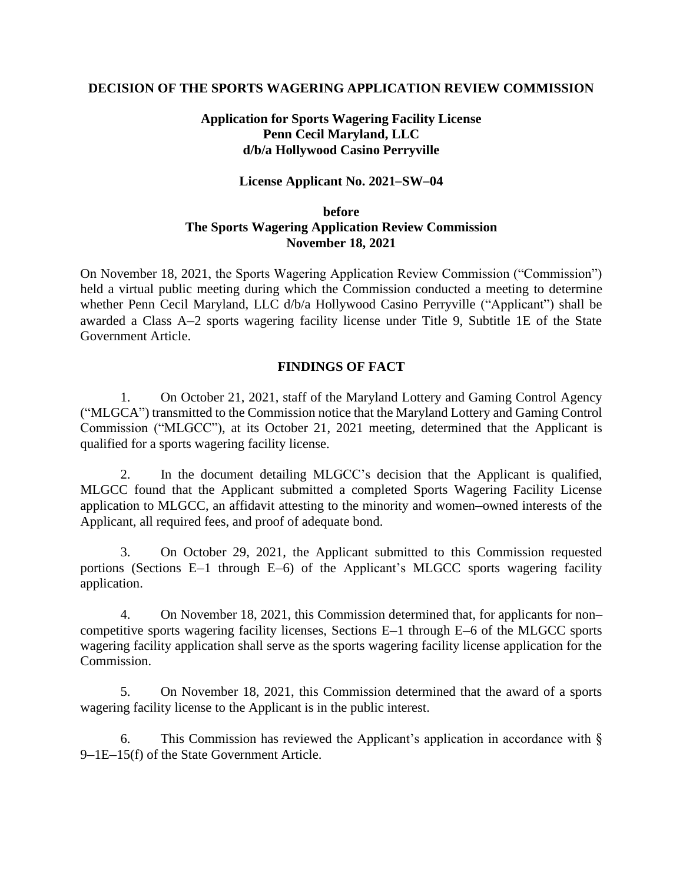**DECISION OF THE SPORTS WAGERING APPLICATION REVIEW COMMISSION**

**Application for Sports Wagering Facility License**
**Penn Cecil Maryland, LLC**
**d/b/a Hollywood Casino Perryville**

**License Applicant No. 2021–SW–04**

**before**
**The Sports Wagering Application Review Commission**
**November 18, 2021**

On November 18, 2021, the Sports Wagering Application Review Commission ("Commission") held a virtual public meeting during which the Commission conducted a meeting to determine whether Penn Cecil Maryland, LLC d/b/a Hollywood Casino Perryville ("Applicant") shall be awarded a Class A–2 sports wagering facility license under Title 9, Subtitle 1E of the State Government Article.

## FINDINGS OF FACT

1. On October 21, 2021, staff of the Maryland Lottery and Gaming Control Agency ("MLGCA") transmitted to the Commission notice that the Maryland Lottery and Gaming Control Commission ("MLGCC"), at its October 21, 2021 meeting, determined that the Applicant is qualified for a sports wagering facility license.

2. In the document detailing MLGCC's decision that the Applicant is qualified, MLGCC found that the Applicant submitted a completed Sports Wagering Facility License application to MLGCC, an affidavit attesting to the minority and women–owned interests of the Applicant, all required fees, and proof of adequate bond.

3. On October 29, 2021, the Applicant submitted to this Commission requested portions (Sections E–1 through E–6) of the Applicant's MLGCC sports wagering facility application.

4. On November 18, 2021, this Commission determined that, for applicants for non–competitive sports wagering facility licenses, Sections E–1 through E–6 of the MLGCC sports wagering facility application shall serve as the sports wagering facility license application for the Commission.

5. On November 18, 2021, this Commission determined that the award of a sports wagering facility license to the Applicant is in the public interest.

6. This Commission has reviewed the Applicant's application in accordance with § 9–1E–15(f) of the State Government Article.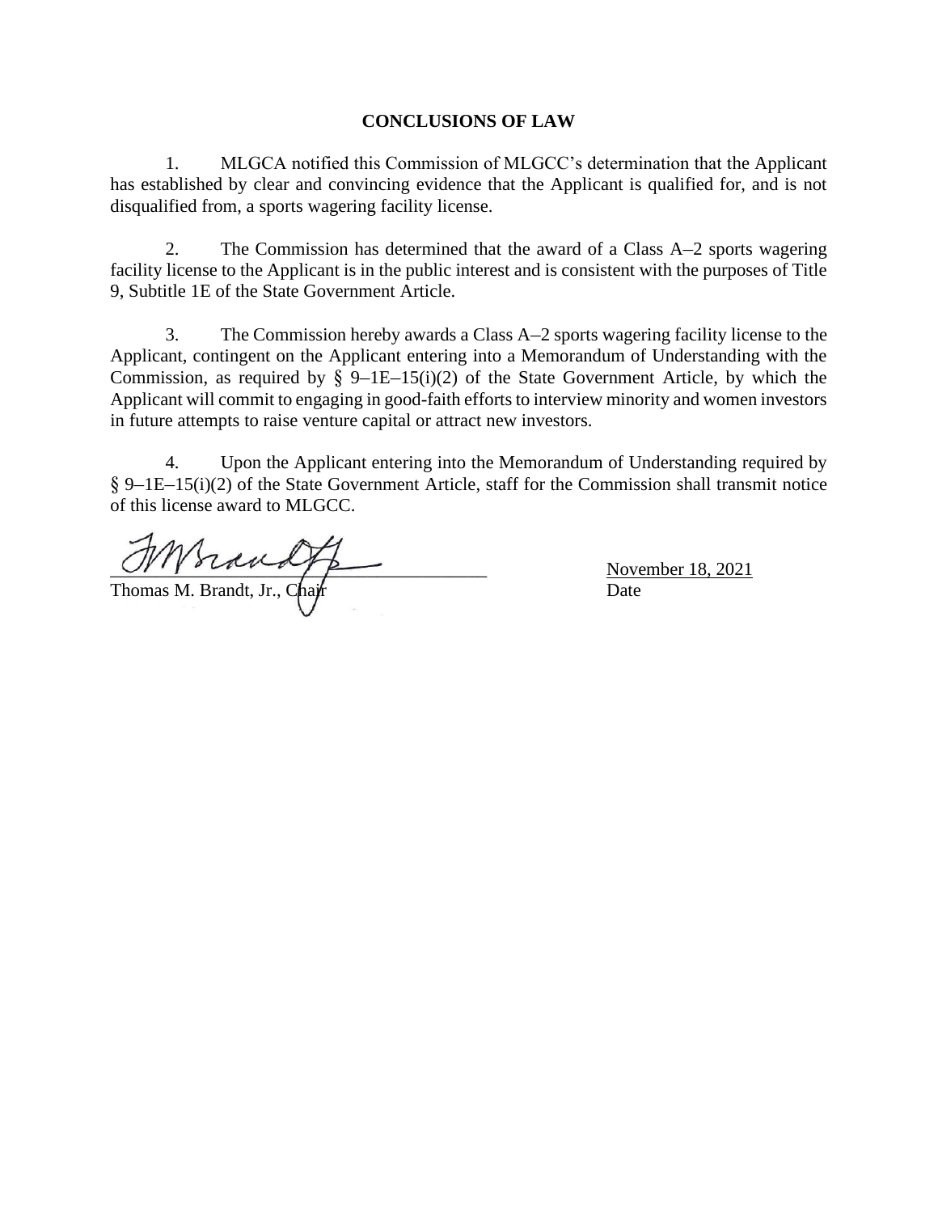## CONCLUSIONS OF LAW

1. MLGCA notified this Commission of MLGCC's determination that the Applicant has established by clear and convincing evidence that the Applicant is qualified for, and is not disqualified from, a sports wagering facility license.

2. The Commission has determined that the award of a Class A–2 sports wagering facility license to the Applicant is in the public interest and is consistent with the purposes of Title 9, Subtitle 1E of the State Government Article.

3. The Commission hereby awards a Class A–2 sports wagering facility license to the Applicant, contingent on the Applicant entering into a Memorandum of Understanding with the Commission, as required by § 9–1E–15(i)(2) of the State Government Article, by which the Applicant will commit to engaging in good-faith efforts to interview minority and women investors in future attempts to raise venture capital or attract new investors.

4. Upon the Applicant entering into the Memorandum of Understanding required by § 9–1E–15(i)(2) of the State Government Article, staff for the Commission shall transmit notice of this license award to MLGCC.

Thomas M. Brandt, Jr., Chair

November 18, 2021
Date